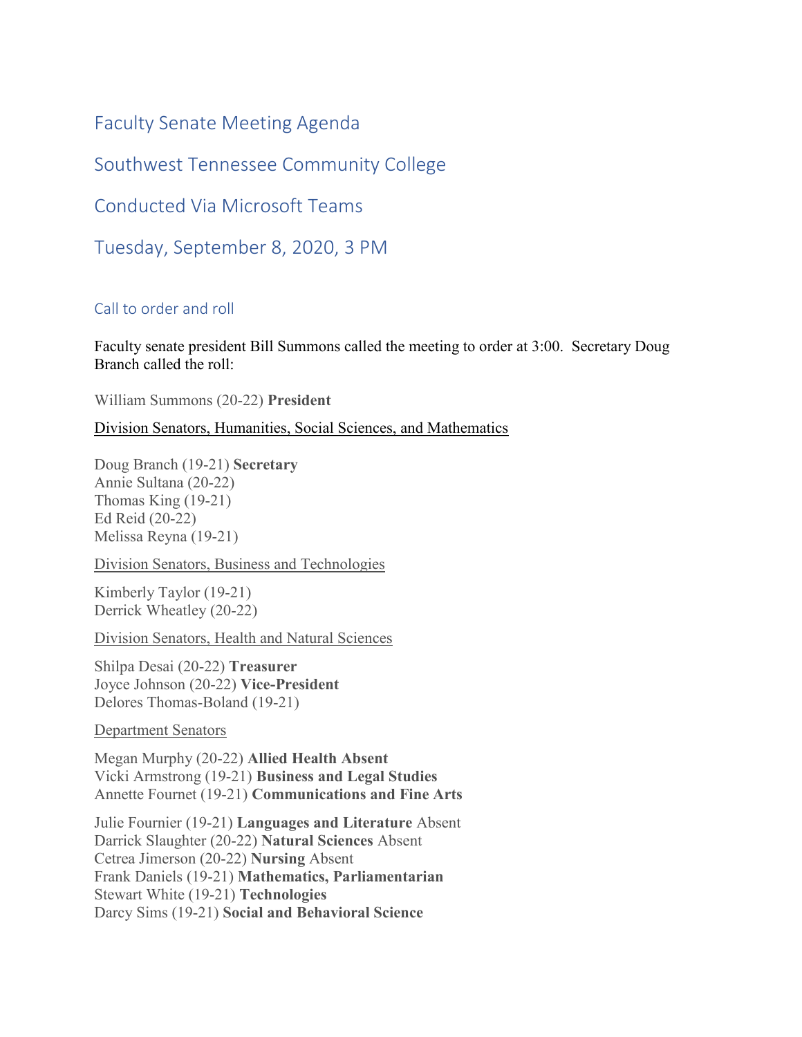# Faculty Senate Meeting Agenda

# Southwest Tennessee Community College

# Conducted Via Microsoft Teams

# Tuesday, September 8, 2020, 3 PM

## Call to order and roll

Faculty senate president Bill Summons called the meeting to order at 3:00. Secretary Doug Branch called the roll:

William Summons (20-22) **President**

Division Senators, Humanities, Social Sciences, and Mathematics

Doug Branch (19-21) **Secretary**
Annie Sultana (20-22)
Thomas King (19-21)
Ed Reid (20-22)
Melissa Reyna (19-21)

Division Senators, Business and Technologies

Kimberly Taylor (19-21)
Derrick Wheatley (20-22)

Division Senators, Health and Natural Sciences

Shilpa Desai (20-22) **Treasurer**
Joyce Johnson (20-22) **Vice-President**
Delores Thomas-Boland (19-21)

Department Senators

Megan Murphy (20-22) **Allied Health Absent**
Vicki Armstrong (19-21) **Business and Legal Studies**
Annette Fournet (19-21) **Communications and Fine Arts**

Julie Fournier (19-21) **Languages and Literature** Absent
Darrick Slaughter (20-22) **Natural Sciences** Absent
Cetrea Jimerson (20-22) **Nursing** Absent
Frank Daniels (19-21) **Mathematics, Parliamentarian**
Stewart White (19-21) **Technologies**
Darcy Sims (19-21) **Social and Behavioral Science**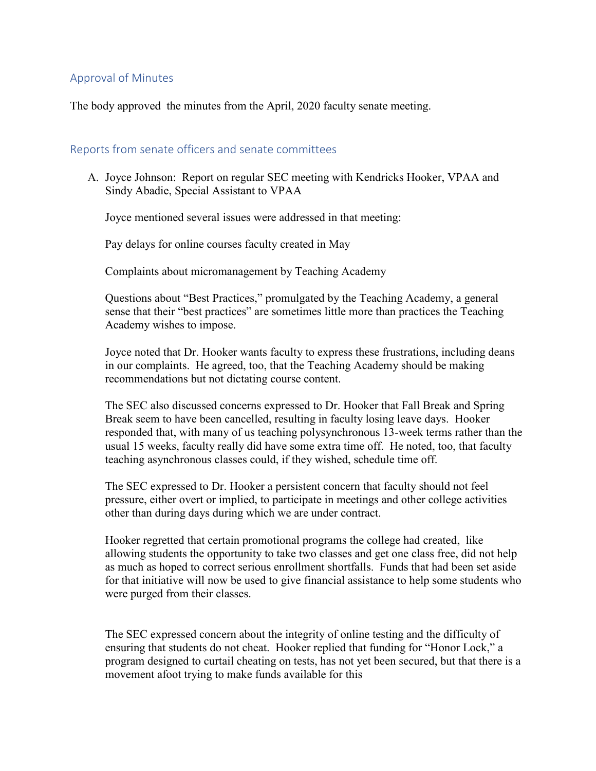## Approval of Minutes

The body approved the minutes from the April, 2020 faculty senate meeting.

## Reports from senate officers and senate committees

A. Joyce Johnson: Report on regular SEC meeting with Kendricks Hooker, VPAA and Sindy Abadie, Special Assistant to VPAA

Joyce mentioned several issues were addressed in that meeting:

Pay delays for online courses faculty created in May

Complaints about micromanagement by Teaching Academy

Questions about "Best Practices," promulgated by the Teaching Academy, a general sense that their "best practices" are sometimes little more than practices the Teaching Academy wishes to impose.

Joyce noted that Dr. Hooker wants faculty to express these frustrations, including deans in our complaints. He agreed, too, that the Teaching Academy should be making recommendations but not dictating course content.

The SEC also discussed concerns expressed to Dr. Hooker that Fall Break and Spring Break seem to have been cancelled, resulting in faculty losing leave days. Hooker responded that, with many of us teaching polysynchronous 13-week terms rather than the usual 15 weeks, faculty really did have some extra time off. He noted, too, that faculty teaching asynchronous classes could, if they wished, schedule time off.

The SEC expressed to Dr. Hooker a persistent concern that faculty should not feel pressure, either overt or implied, to participate in meetings and other college activities other than during days during which we are under contract.

Hooker regretted that certain promotional programs the college had created, like allowing students the opportunity to take two classes and get one class free, did not help as much as hoped to correct serious enrollment shortfalls. Funds that had been set aside for that initiative will now be used to give financial assistance to help some students who were purged from their classes.

The SEC expressed concern about the integrity of online testing and the difficulty of ensuring that students do not cheat. Hooker replied that funding for "Honor Lock," a program designed to curtail cheating on tests, has not yet been secured, but that there is a movement afoot trying to make funds available for this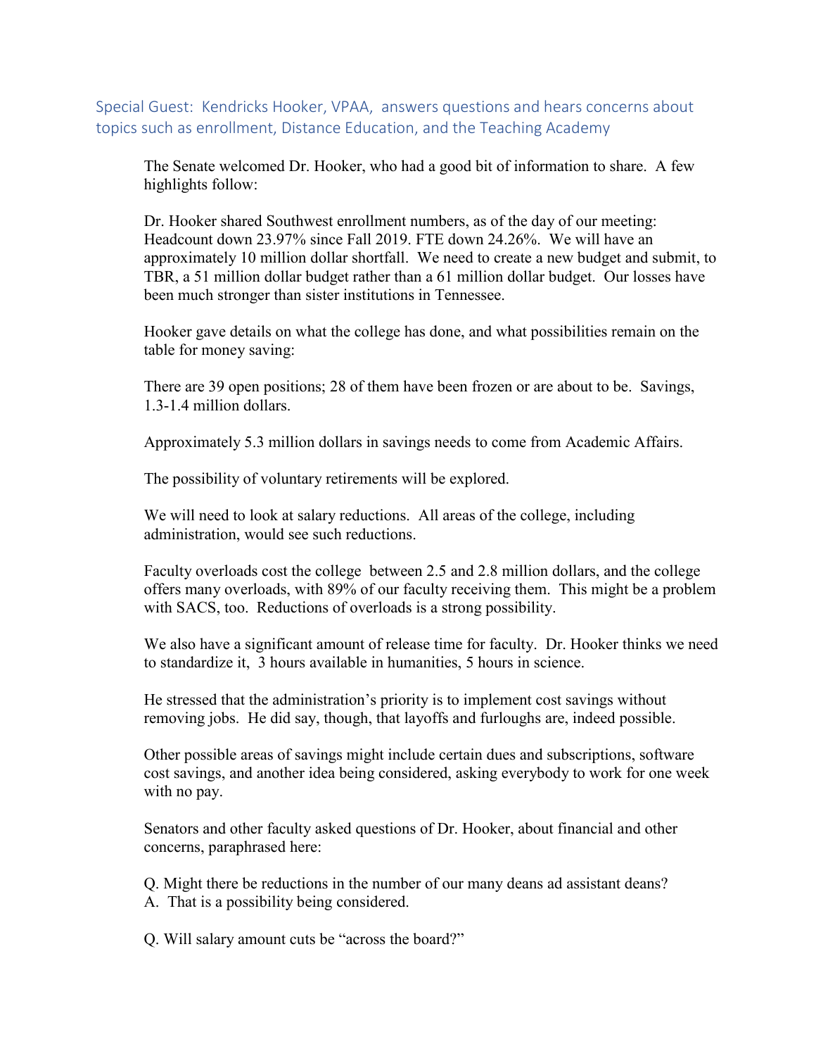## Special Guest: Kendricks Hooker, VPAA, answers questions and hears concerns about topics such as enrollment, Distance Education, and the Teaching Academy

The Senate welcomed Dr. Hooker, who had a good bit of information to share. A few highlights follow:

Dr. Hooker shared Southwest enrollment numbers, as of the day of our meeting: Headcount down 23.97% since Fall 2019. FTE down 24.26%. We will have an approximately 10 million dollar shortfall. We need to create a new budget and submit, to TBR, a 51 million dollar budget rather than a 61 million dollar budget. Our losses have been much stronger than sister institutions in Tennessee.

Hooker gave details on what the college has done, and what possibilities remain on the table for money saving:

There are 39 open positions; 28 of them have been frozen or are about to be. Savings, 1.3-1.4 million dollars.

Approximately 5.3 million dollars in savings needs to come from Academic Affairs.

The possibility of voluntary retirements will be explored.

We will need to look at salary reductions. All areas of the college, including administration, would see such reductions.

Faculty overloads cost the college between 2.5 and 2.8 million dollars, and the college offers many overloads, with 89% of our faculty receiving them. This might be a problem with SACS, too. Reductions of overloads is a strong possibility.

We also have a significant amount of release time for faculty. Dr. Hooker thinks we need to standardize it, 3 hours available in humanities, 5 hours in science.

He stressed that the administration's priority is to implement cost savings without removing jobs. He did say, though, that layoffs and furloughs are, indeed possible.

Other possible areas of savings might include certain dues and subscriptions, software cost savings, and another idea being considered, asking everybody to work for one week with no pay.

Senators and other faculty asked questions of Dr. Hooker, about financial and other concerns, paraphrased here:

Q. Might there be reductions in the number of our many deans ad assistant deans?
A. That is a possibility being considered.

Q. Will salary amount cuts be "across the board?"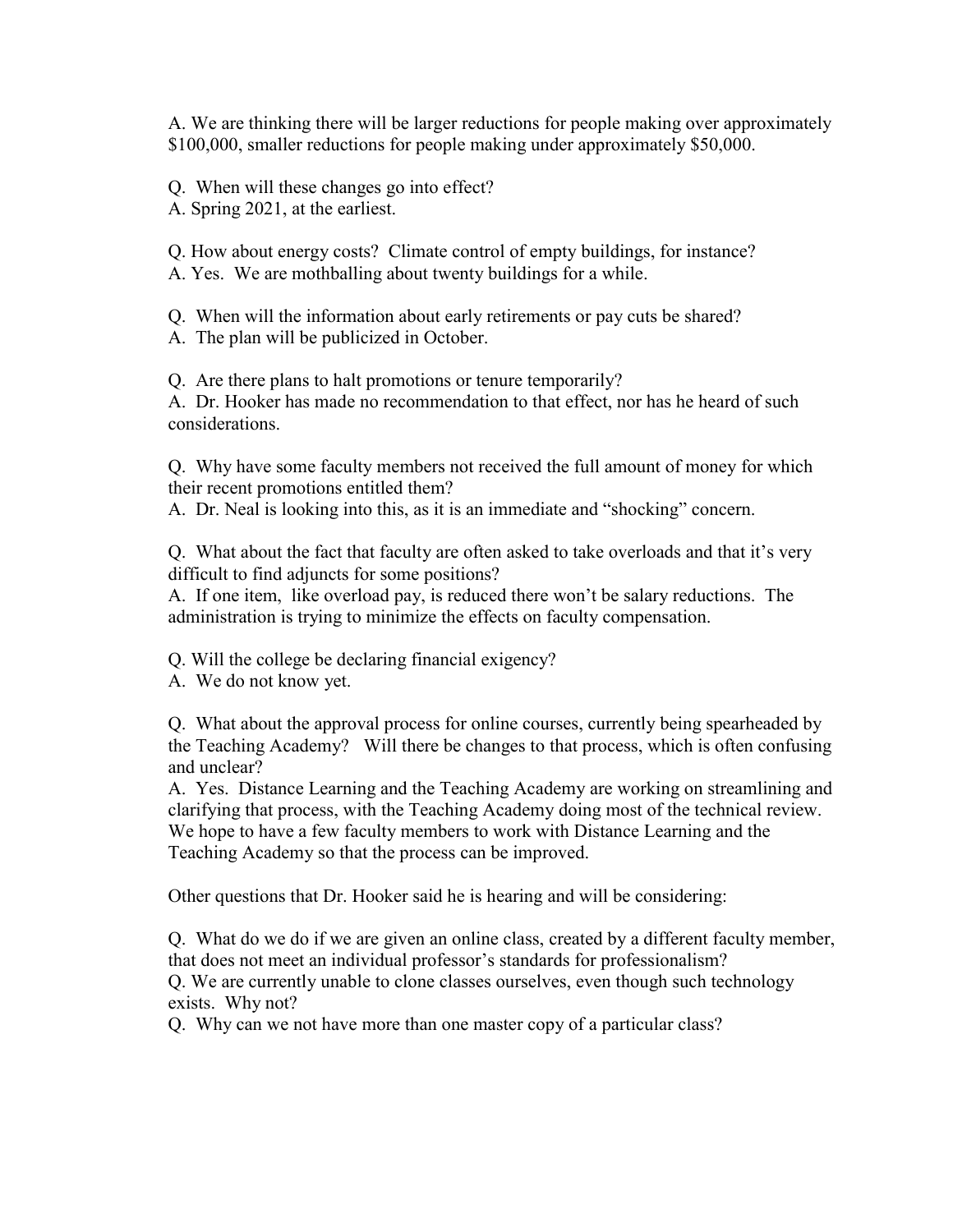A. We are thinking there will be larger reductions for people making over approximately $100,000, smaller reductions for people making under approximately $50,000.

Q. When will these changes go into effect?
A. Spring 2021, at the earliest.

Q. How about energy costs? Climate control of empty buildings, for instance?
A. Yes. We are mothballing about twenty buildings for a while.

Q. When will the information about early retirements or pay cuts be shared?
A. The plan will be publicized in October.

Q. Are there plans to halt promotions or tenure temporarily?
A. Dr. Hooker has made no recommendation to that effect, nor has he heard of such considerations.

Q. Why have some faculty members not received the full amount of money for which their recent promotions entitled them?
A. Dr. Neal is looking into this, as it is an immediate and "shocking" concern.

Q. What about the fact that faculty are often asked to take overloads and that it's very difficult to find adjuncts for some positions?
A. If one item, like overload pay, is reduced there won't be salary reductions. The administration is trying to minimize the effects on faculty compensation.

Q. Will the college be declaring financial exigency?
A. We do not know yet.

Q. What about the approval process for online courses, currently being spearheaded by the Teaching Academy? Will there be changes to that process, which is often confusing and unclear?
A. Yes. Distance Learning and the Teaching Academy are working on streamlining and clarifying that process, with the Teaching Academy doing most of the technical review. We hope to have a few faculty members to work with Distance Learning and the Teaching Academy so that the process can be improved.

Other questions that Dr. Hooker said he is hearing and will be considering:

Q. What do we do if we are given an online class, created by a different faculty member, that does not meet an individual professor's standards for professionalism?
Q. We are currently unable to clone classes ourselves, even though such technology exists. Why not?
Q. Why can we not have more than one master copy of a particular class?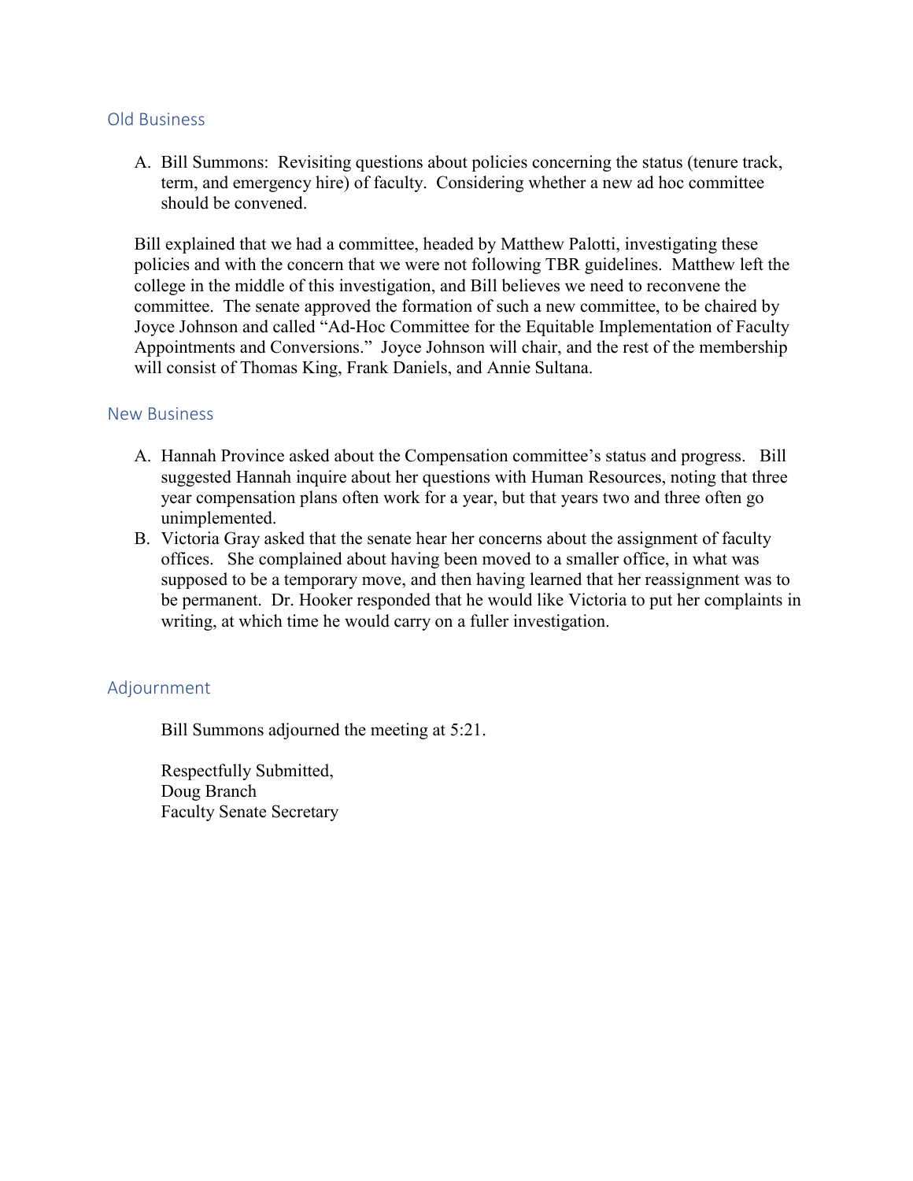## Old Business

A. Bill Summons: Revisiting questions about policies concerning the status (tenure track, term, and emergency hire) of faculty. Considering whether a new ad hoc committee should be convened.

Bill explained that we had a committee, headed by Matthew Palotti, investigating these policies and with the concern that we were not following TBR guidelines. Matthew left the college in the middle of this investigation, and Bill believes we need to reconvene the committee. The senate approved the formation of such a new committee, to be chaired by Joyce Johnson and called "Ad-Hoc Committee for the Equitable Implementation of Faculty Appointments and Conversions." Joyce Johnson will chair, and the rest of the membership will consist of Thomas King, Frank Daniels, and Annie Sultana.

## New Business

A. Hannah Province asked about the Compensation committee's status and progress. Bill suggested Hannah inquire about her questions with Human Resources, noting that three year compensation plans often work for a year, but that years two and three often go unimplemented.
B. Victoria Gray asked that the senate hear her concerns about the assignment of faculty offices. She complained about having been moved to a smaller office, in what was supposed to be a temporary move, and then having learned that her reassignment was to be permanent. Dr. Hooker responded that he would like Victoria to put her complaints in writing, at which time he would carry on a fuller investigation.

## Adjournment

Bill Summons adjourned the meeting at 5:21.

Respectfully Submitted,
Doug Branch
Faculty Senate Secretary